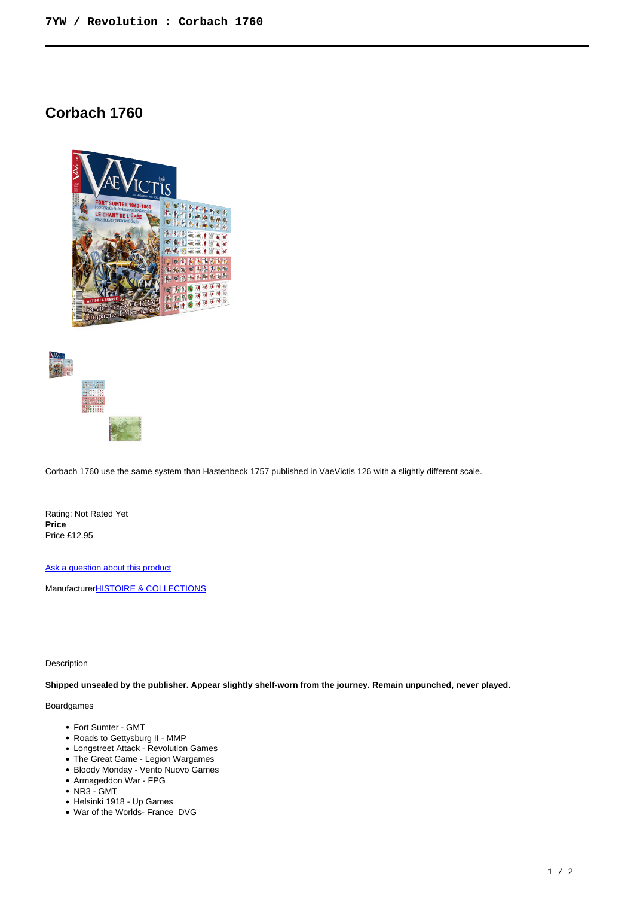# Corbach 1760

Corbach 1760 use the same system than Hastenbeck 1757 published in VaeVictis 126 with a slightly different scale.

Rating: Not Rated Yet
**Price**
Price £12.95

[Ask a question about this product]()

Manufacturer[HISTOIRE & COLLECTIONS]()

Description

**Shipped unsealed by the publisher. Appear slightly shelf-worn from the journey. Remain unpunched, never played.**

Boardgames

- Fort Sumter - GMT
- Roads to Gettysburg II - MMP
- Longstreet Attack - Revolution Games
- The Great Game - Legion Wargames
- Bloody Monday - Vento Nuovo Games
- Armageddon War - FPG
- NR3 - GMT
- Helsinki 1918 - Up Games
- War of the Worlds- France DVG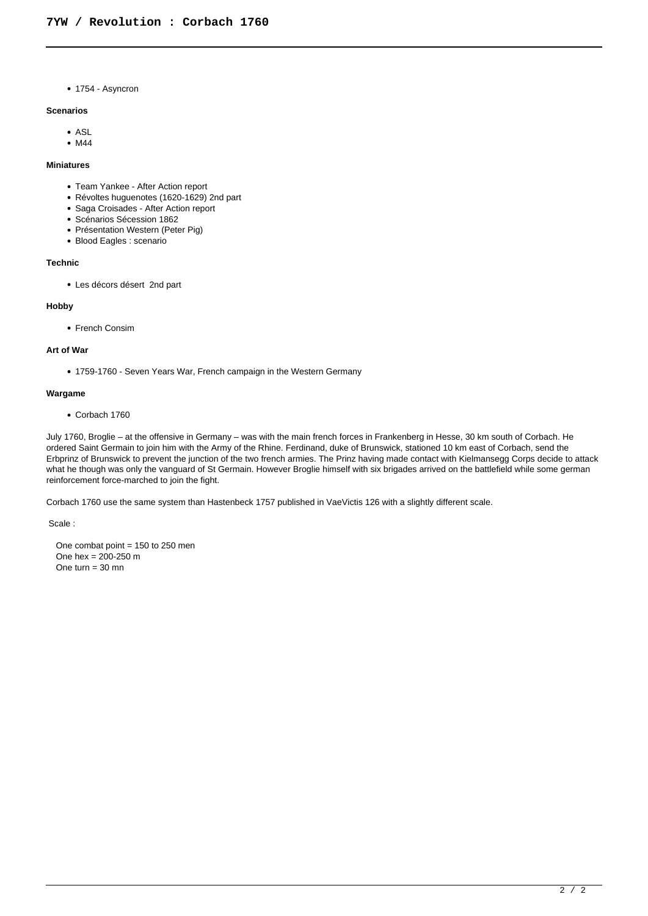- 1754 - Asyncron

**Scenarios**

- ASL
- M44

**Miniatures**

- Team Yankee - After Action report
- Révoltes huguenotes (1620-1629) 2nd part
- Saga Croisades - After Action report
- Scénarios Sécession 1862
- Présentation Western (Peter Pig)
- Blood Eagles : scenario

**Technic**

- Les décors désert 2nd part

**Hobby**

- French Consim

**Art of War**

- 1759-1760 - Seven Years War, French campaign in the Western Germany

**Wargame**

- Corbach 1760

July 1760, Broglie – at the offensive in Germany – was with the main french forces in Frankenberg in Hesse, 30 km south of Corbach. He ordered Saint Germain to join him with the Army of the Rhine. Ferdinand, duke of Brunswick, stationed 10 km east of Corbach, send the Erbprinz of Brunswick to prevent the junction of the two french armies. The Prinz having made contact with Kielmansegg Corps decide to attack what he though was only the vanguard of St Germain. However Broglie himself with six brigades arrived on the battlefield while some german reinforcement force-marched to join the fight.

Corbach 1760 use the same system than Hastenbeck 1757 published in VaeVictis 126 with a slightly different scale.

Scale :

One combat point = 150 to 250 men
One hex = 200-250 m
One turn = 30 mn